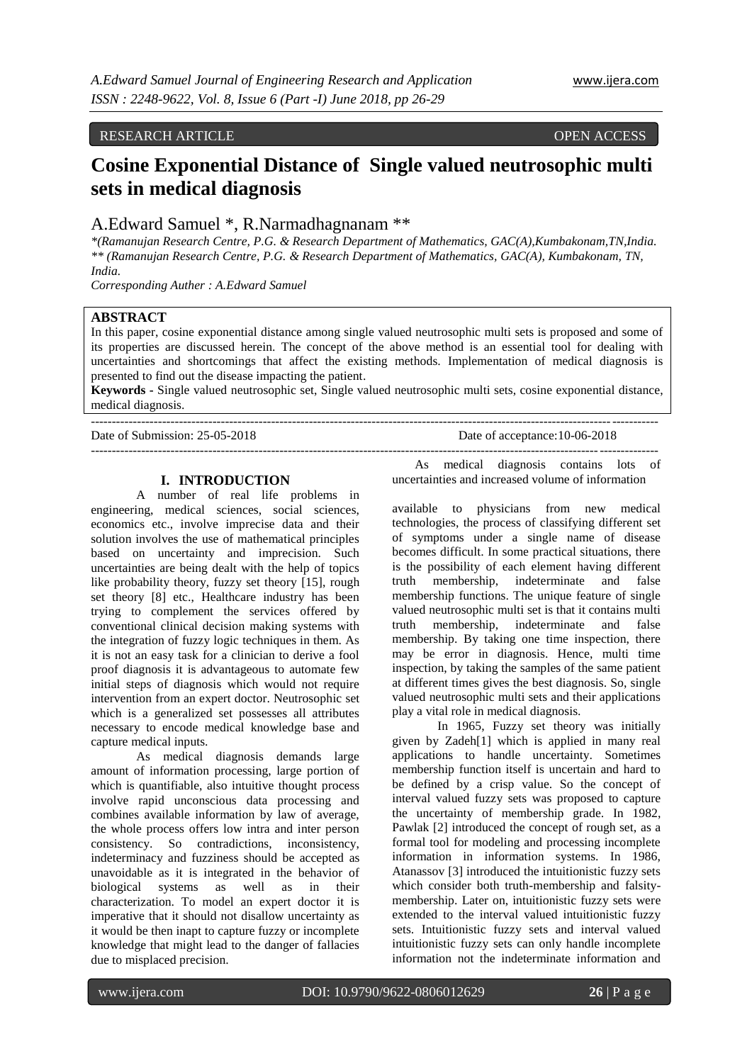RESEARCH ARTICLE OPEN ACCESS

# Cosine Exponential Distance of Single valued neutrosophic multi sets in medical diagnosis

A.Edward Samuel *, R.Narmadhagnanam **

*\*(Ramanujan Research Centre, P.G. & Research Department of Mathematics, GAC(A),Kumbakonam,TN,India.*
*\*\* (Ramanujan Research Centre, P.G. & Research Department of Mathematics, GAC(A), Kumbakonam, TN, India.*
*Corresponding Auther : A.Edward Samuel*

## ABSTRACT

In this paper, cosine exponential distance among single valued neutrosophic multi sets is proposed and some of its properties are discussed herein. The concept of the above method is an essential tool for dealing with uncertainties and shortcomings that affect the existing methods. Implementation of medical diagnosis is presented to find out the disease impacting the patient.

**Keywords -** Single valued neutrosophic set, Single valued neutrosophic multi sets, cosine exponential distance, medical diagnosis.

Date of Submission: 25-05-2018 Date of acceptance:10-06-2018

## I. INTRODUCTION

A number of real life problems in engineering, medical sciences, social sciences, economics etc., involve imprecise data and their solution involves the use of mathematical principles based on uncertainty and imprecision. Such uncertainties are being dealt with the help of topics like probability theory, fuzzy set theory [15], rough set theory [8] etc., Healthcare industry has been trying to complement the services offered by conventional clinical decision making systems with the integration of fuzzy logic techniques in them. As it is not an easy task for a clinician to derive a fool proof diagnosis it is advantageous to automate few initial steps of diagnosis which would not require intervention from an expert doctor. Neutrosophic set which is a generalized set possesses all attributes necessary to encode medical knowledge base and capture medical inputs.

As medical diagnosis demands large amount of information processing, large portion of which is quantifiable, also intuitive thought process involve rapid unconscious data processing and combines available information by law of average, the whole process offers low intra and inter person consistency. So contradictions, inconsistency, indeterminacy and fuzziness should be accepted as unavoidable as it is integrated in the behavior of biological systems as well as in their characterization. To model an expert doctor it is imperative that it should not disallow uncertainty as it would be then inapt to capture fuzzy or incomplete knowledge that might lead to the danger of fallacies due to misplaced precision.

As medical diagnosis contains lots of uncertainties and increased volume of information available to physicians from new medical technologies, the process of classifying different set of symptoms under a single name of disease becomes difficult. In some practical situations, there is the possibility of each element having different truth membership, indeterminate and false membership functions. The unique feature of single valued neutrosophic multi set is that it contains multi truth membership, indeterminate and false membership. By taking one time inspection, there may be error in diagnosis. Hence, multi time inspection, by taking the samples of the same patient at different times gives the best diagnosis. So, single valued neutrosophic multi sets and their applications play a vital role in medical diagnosis.

In 1965, Fuzzy set theory was initially given by Zadeh[1] which is applied in many real applications to handle uncertainty. Sometimes membership function itself is uncertain and hard to be defined by a crisp value. So the concept of interval valued fuzzy sets was proposed to capture the uncertainty of membership grade. In 1982, Pawlak [2] introduced the concept of rough set, as a formal tool for modeling and processing incomplete information in information systems. In 1986, Atanassov [3] introduced the intuitionistic fuzzy sets which consider both truth-membership and falsity-membership. Later on, intuitionistic fuzzy sets were extended to the interval valued intuitionistic fuzzy sets. Intuitionistic fuzzy sets and interval valued intuitionistic fuzzy sets can only handle incomplete information not the indeterminate information and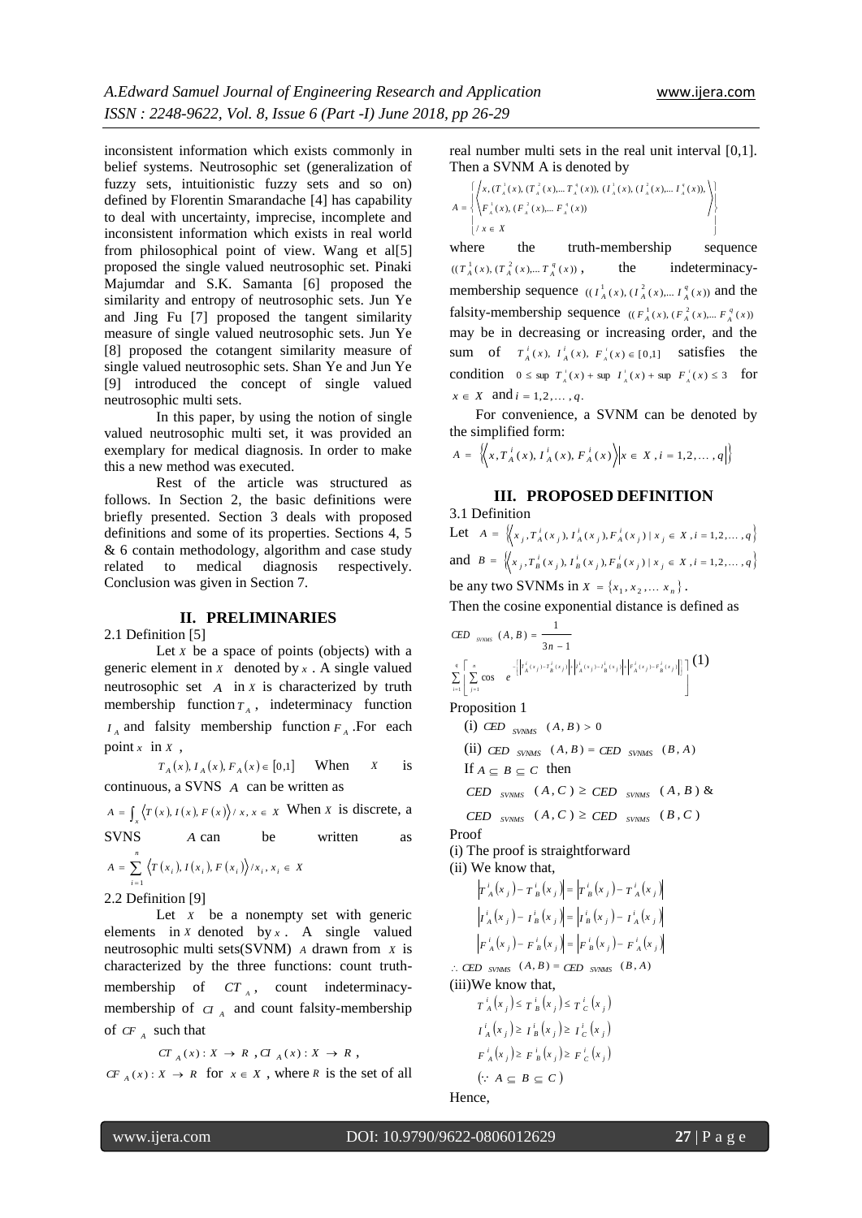inconsistent information which exists commonly in belief systems. Neutrosophic set (generalization of fuzzy sets, intuitionistic fuzzy sets and so on) defined by Florentin Smarandache [4] has capability to deal with uncertainty, imprecise, incomplete and inconsistent information which exists in real world from philosophical point of view. Wang et al[5] proposed the single valued neutrosophic set. Pinaki Majumdar and S.K. Samanta [6] proposed the similarity and entropy of neutrosophic sets. Jun Ye and Jing Fu [7] proposed the tangent similarity measure of single valued neutrosophic sets. Jun Ye [8] proposed the cotangent similarity measure of single valued neutrosophic sets. Shan Ye and Jun Ye [9] introduced the concept of single valued neutrosophic multi sets.

In this paper, by using the notion of single valued neutrosophic multi set, it was provided an exemplary for medical diagnosis. In order to make this a new method was executed.

Rest of the article was structured as follows. In Section 2, the basic definitions were briefly presented. Section 3 deals with proposed definitions and some of its properties. Sections 4, 5 & 6 contain methodology, algorithm and case study related to medical diagnosis respectively. Conclusion was given in Section 7.

## II. PRELIMINARIES

2.1 Definition [5]

Let $X$ be a space of points (objects) with a generic element in $X$ denoted by $x$. A single valued neutrosophic set $A$ in $X$ is characterized by truth membership function $T_A$, indeterminacy function $I_A$ and falsity membership function $F_A$. For each point $x$ in $X$,

$T_A(x), I_A(x), F_A(x) \in [0,1]$ When $X$ is continuous, a SVNS $A$ can be written as

$A = \int_x \langle T(x), I(x), F(x)\rangle / x, x \in X$ When $X$ is discrete, a SVNS $A$ can be written as

$A = \sum_{i=1}^{n} \langle T(x_i), I(x_i), F(x_i)\rangle / x_i, x_i \in X$

2.2 Definition [9]

Let $X$ be a nonempty set with generic elements in $X$ denoted by $x$. A single valued neutrosophic multi sets(SVNM) $A$ drawn from $X$ is characterized by the three functions: count truth-membership of $CT_A$, count indeterminacy-membership of $CI_A$ and count falsity-membership of $CF_A$ such that

$CT_A(x): X \to R$, $CI_A(x): X \to R$,

$CF_A(x): X \to R$ for $x \in X$, where $R$ is the set of all real number multi sets in the real unit interval [0,1]. Then a SVNM A is denoted by

$$A = \left\{ \left\langle \begin{array}{l} x, (T_A^1(x), (T_A^2(x), \dots T_A^q(x)), (I_A^1(x), (I_A^2(x), \dots I_A^q(x)), \\ F_A^1(x), (F_A^2(x), \dots F_A^q(x)) \end{array} \right\rangle \middle/ x \in X \right\}$$

where the truth-membership sequence $((T_A^1(x), (T_A^2(x), \dots T_A^q(x))$, the indeterminacy-membership sequence $((I_A^1(x), (I_A^2(x), \dots I_A^q(x))$ and the falsity-membership sequence $((F_A^1(x), (F_A^2(x), \dots F_A^q(x))$ may be in decreasing or increasing order, and the sum of $T_A^i(x), I_A^i(x), F_A^i(x) \in [0,1]$ satisfies the condition $0 \le \sup T_A^i(x) + \sup I_A^i(x) + \sup F_A^i(x) \le 3$ for $x \in X$ and $i = 1, 2, \dots, q$.

For convenience, a SVNM can be denoted by the simplified form:

$$A = \left\{ \left\langle x, T_A^i(x), I_A^i(x), F_A^i(x) \right\rangle \middle| x \in X, i = 1, 2, \dots, q \right\}$$

## III. PROPOSED DEFINITION

3.1 Definition

Let $A = \left\{ \left\langle x_j, T_A^i(x_j), I_A^i(x_j), F_A^i(x_j) \mid x_j \in X, i = 1, 2, \dots, q \right\rangle \right\}$

and $B = \left\{ \left\langle x_j, T_B^i(x_j), I_B^i(x_j), F_B^i(x_j) \mid x_j \in X, i = 1, 2, \dots, q \right\rangle \right\}$

be any two SVNMs in $X = \{x_1, x_2, \dots x_n\}$.

Then the cosine exponential distance is defined as

$$CED_{SVNMS}(A, B) = \frac{1}{3n-1} \sum_{i=1}^{q} \left[ \sum_{j=1}^{n} \cos e^{-\left[ \left| T_A^i(x_j) - T_B^i(x_j) \right| + \left| I_A^i(x_j) - I_B^i(x_j) \right| + \left| F_A^i(x_j) - F_B^i(x_j) \right| \right]} \right] \quad (1)$$

Proposition 1

(i) $CED_{SVNMS}(A, B) > 0$

(ii) $CED_{SVNMS}(A, B) = CED_{SVNMS}(B, A)$

If $A \subseteq B \subseteq C$ then

$CED_{SVNMS}(A, C) \ge CED_{SVNMS}(A, B)$ &

$CED_{SVNMS}(A, C) \ge CED_{SVNMS}(B, C)$

Proof

(i) The proof is straightforward

(ii) We know that,

$$\left| T_A^i(x_j) - T_B^i(x_j) \right| = \left| T_B^i(x_j) - T_A^i(x_j) \right|$$

$$\left| I_A^i(x_j) - I_B^i(x_j) \right| = \left| I_B^i(x_j) - I_A^i(x_j) \right|$$

$$\left| F_A^i(x_j) - F_B^i(x_j) \right| = \left| F_B^i(x_j) - F_A^i(x_j) \right|$$

$\therefore CED_{SVNMS}(A, B) = CED_{SVNMS}(B, A)$

(iii)We know that,

$$T_A^i(x_j) \le T_B^i(x_j) \le T_C^i(x_j)$$

$$I_A^i(x_j) \ge I_B^i(x_j) \ge I_C^i(x_j)$$

$$F_A^i(x_j) \ge F_B^i(x_j) \ge F_C^i(x_j)$$

$$(\because A \subseteq B \subseteq C)$$

Hence,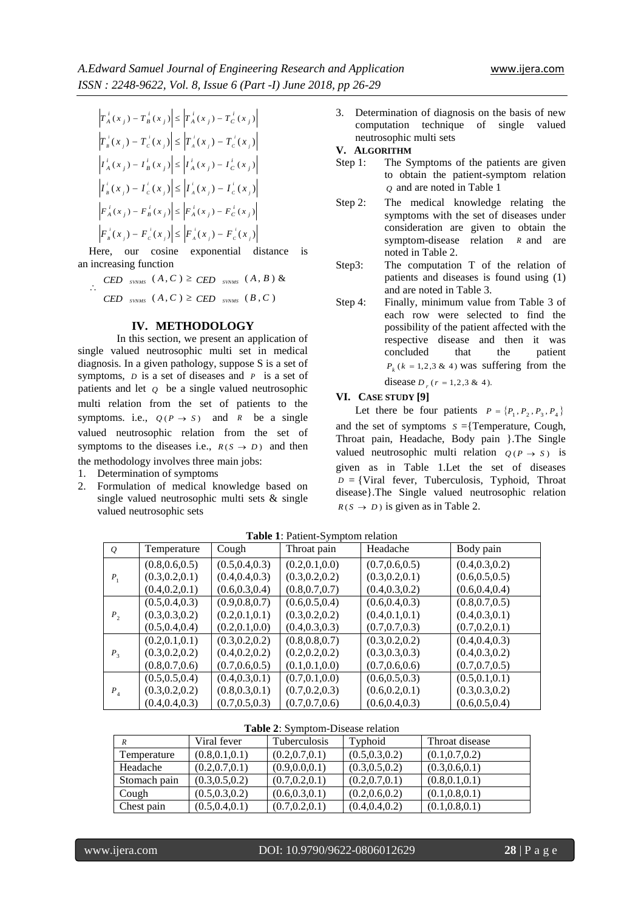$$\left|T_A^i(x_j) - T_B^i(x_j)\right| \le \left|T_A^i(x_j) - T_C^i(x_j)\right|$$

$$\left|T_B^i(x_j) - T_C^i(x_j)\right| \le \left|T_A^i(x_j) - T_C^i(x_j)\right|$$

$$\left|I_A^i(x_j) - I_B^i(x_j)\right| \le \left|I_A^i(x_j) - I_C^i(x_j)\right|$$

$$\left|I_B^i(x_j) - I_C^i(x_j)\right| \le \left|I_A^i(x_j) - I_C^i(x_j)\right|$$

$$\left|F_A^i(x_j) - F_B^i(x_j)\right| \le \left|F_A^i(x_j) - F_C^i(x_j)\right|$$

$$\left|F_B^i(x_j) - F_C^i(x_j)\right| \le \left|F_A^i(x_j) - F_C^i(x_j)\right|$$

Here, our cosine exponential distance is an increasing function

$$\therefore \begin{array}{l} CED_{SVNMS}(A,C) \ge CED_{SVNMS}(A,B) \ \& \\ CED_{SVNMS}(A,C) \ge CED_{SVNMS}(B,C) \end{array}$$

## IV. METHODOLOGY

In this section, we present an application of single valued neutrosophic multi set in medical diagnosis. In a given pathology, suppose S is a set of symptoms, $D$ is a set of diseases and $P$ is a set of patients and let $Q$ be a single valued neutrosophic multi relation from the set of patients to the symptoms. i.e., $Q(P \to S)$ and $R$ be a single valued neutrosophic relation from the set of symptoms to the diseases i.e., $R(S \to D)$ and then the methodology involves three main jobs:

1. Determination of symptoms
2. Formulation of medical knowledge based on single valued neutrosophic multi sets & single valued neutrosophic sets
3. Determination of diagnosis on the basis of new computation technique of single valued neutrosophic multi sets

## V. ALGORITHM

Step 1: The Symptoms of the patients are given to obtain the patient-symptom relation $Q$ and are noted in Table 1

Step 2: The medical knowledge relating the symptoms with the set of diseases under consideration are given to obtain the symptom-disease relation $R$ and are noted in Table 2.

Step3: The computation T of the relation of patients and diseases is found using (1) and are noted in Table 3.

Step 4: Finally, minimum value from Table 3 of each row were selected to find the possibility of the patient affected with the respective disease and then it was concluded that the patient $P_k$ $(k = 1,2,3 \ \& \ 4)$ was suffering from the disease $D_r$ $(r = 1,2,3 \ \& \ 4)$.

## VI. CASE STUDY [9]

Let there be four patients $P = \{P_1, P_2, P_3, P_4\}$ and the set of symptoms $S$ ={Temperature, Cough, Throat pain, Headache, Body pain }.The Single valued neutrosophic multi relation $Q(P \to S)$ is given as in Table 1.Let the set of diseases $D$ = {Viral fever, Tuberculosis, Typhoid, Throat disease}.The Single valued neutrosophic relation $R(S \to D)$ is given as in Table 2.

**Table 1**: Patient-Symptom relation

| $Q$ | Temperature | Cough | Throat pain | Headache | Body pain |
|---|---|---|---|---|---|
| $P_1$ | (0.8,0.6,0.5)<br>(0.3,0.2,0.1)<br>(0.4,0.2,0.1) | (0.5,0.4,0.3)<br>(0.4,0.4,0.3)<br>(0.6,0.3,0.4) | (0.2,0.1,0.0)<br>(0.3,0.2,0.2)<br>(0.8,0.7,0.7) | (0.7,0.6,0.5)<br>(0.3,0.2,0.1)<br>(0.4,0.3,0.2) | (0.4,0.3,0.2)<br>(0.6,0.5,0.5)<br>(0.6,0.4,0.4) |
| $P_2$ | (0.5,0.4,0.3)<br>(0.3,0.3,0.2)<br>(0.5,0.4,0.4) | (0.9,0.8,0.7)<br>(0.2,0.1,0.1)<br>(0.2,0.1,0.0) | (0.6,0.5,0.4)<br>(0.3,0.2,0.2)<br>(0.4,0.3,0.3) | (0.6,0.4,0.3)<br>(0.4,0.1,0.1)<br>(0.7,0.7,0.3) | (0.8,0.7,0.5)<br>(0.4,0.3,0.1)<br>(0.7,0.2,0.1) |
| $P_3$ | (0.2,0.1,0.1)<br>(0.3,0.2,0.2)<br>(0.8,0.7,0.6) | (0.3,0.2,0.2)<br>(0.4,0.2,0.2)<br>(0.7,0.6,0.5) | (0.8,0.8,0.7)<br>(0.2,0.2,0.2)<br>(0.1,0.1,0.0) | (0.3,0.2,0.2)<br>(0.3,0.3,0.3)<br>(0.7,0.6,0.6) | (0.4,0.4,0.3)<br>(0.4,0.3,0.2)<br>(0.7,0.7,0.5) |
| $P_4$ | (0.5,0.5,0.4)<br>(0.3,0.2,0.2)<br>(0.4,0.4,0.3) | (0.4,0.3,0.1)<br>(0.8,0.3,0.1)<br>(0.7,0.5,0.3) | (0.7,0.1,0.0)<br>(0.7,0.2,0.3)<br>(0.7,0.7,0.6) | (0.6,0.5,0.3)<br>(0.6,0.2,0.1)<br>(0.6,0.4,0.3) | (0.5,0.1,0.1)<br>(0.3,0.3,0.2)<br>(0.6,0.5,0.4) |

**Table 2**: Symptom-Disease relation

| $R$ | Viral fever | Tuberculosis | Typhoid | Throat disease |
|---|---|---|---|---|
| Temperature | (0.8,0.1,0.1) | (0.2,0.7,0.1) | (0.5,0.3,0.2) | (0.1,0.7,0.2) |
| Headache | (0.2,0.7,0.1) | (0.9,0.0,0.1) | (0.3,0.5,0.2) | (0.3,0.6,0.1) |
| Stomach pain | (0.3,0.5,0.2) | (0.7,0.2,0.1) | (0.2,0.7,0.1) | (0.8,0.1,0.1) |
| Cough | (0.5,0.3,0.2) | (0.6,0.3,0.1) | (0.2,0.6,0.2) | (0.1,0.8,0.1) |
| Chest pain | (0.5,0.4,0.1) | (0.7,0.2,0.1) | (0.4,0.4,0.2) | (0.1,0.8,0.1) |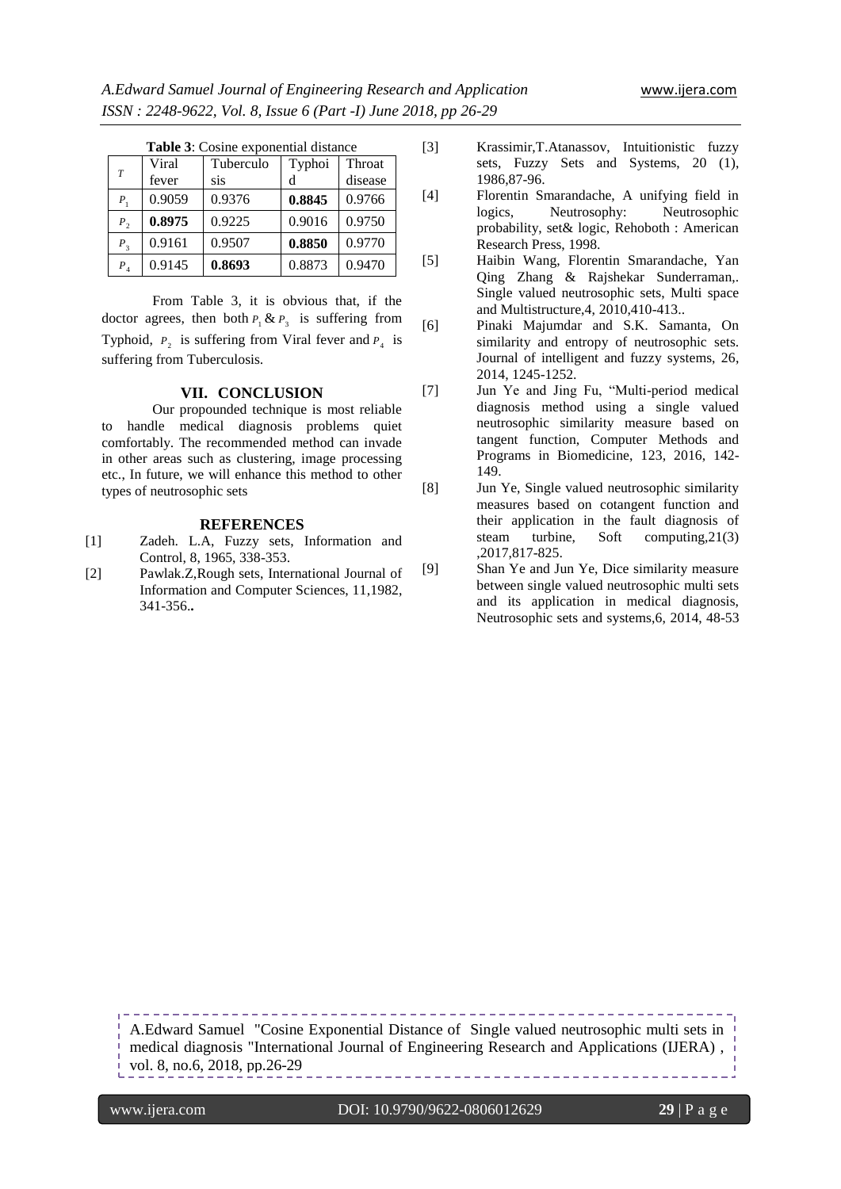**Table 3**: Cosine exponential distance

| $T$ | Viral fever | Tuberculosis | Typhoid | Throat disease |
|---|---|---|---|---|
| $P_1$ | 0.9059 | 0.9376 | **0.8845** | 0.9766 |
| $P_2$ | **0.8975** | 0.9225 | 0.9016 | 0.9750 |
| $P_3$ | 0.9161 | 0.9507 | **0.8850** | 0.9770 |
| $P_4$ | 0.9145 | **0.8693** | 0.8873 | 0.9470 |

From Table 3, it is obvious that, if the doctor agrees, then both $P_1$ & $P_3$ is suffering from Typhoid, $P_2$ is suffering from Viral fever and $P_4$ is suffering from Tuberculosis.

## VII. CONCLUSION

Our propounded technique is most reliable to handle medical diagnosis problems quiet comfortably. The recommended method can invade in other areas such as clustering, image processing etc., In future, we will enhance this method to other types of neutrosophic sets

## REFERENCES

[1] Zadeh. L.A, Fuzzy sets, Information and Control, 8, 1965, 338-353.

[2] Pawlak.Z,Rough sets, International Journal of Information and Computer Sciences, 11,1982, 341-356..

[3] Krassimir,T.Atanassov, Intuitionistic fuzzy sets, Fuzzy Sets and Systems, 20 (1), 1986,87-96.

[4] Florentin Smarandache, A unifying field in logics, Neutrosophy: Neutrosophic probability, set& logic, Rehoboth : American Research Press, 1998.

[5] Haibin Wang, Florentin Smarandache, Yan Qing Zhang & Rajshekar Sunderraman,. Single valued neutrosophic sets, Multi space and Multistructure,4, 2010,410-413..

[6] Pinaki Majumdar and S.K. Samanta, On similarity and entropy of neutrosophic sets. Journal of intelligent and fuzzy systems, 26, 2014, 1245-1252.

[7] Jun Ye and Jing Fu, "Multi-period medical diagnosis method using a single valued neutrosophic similarity measure based on tangent function, Computer Methods and Programs in Biomedicine, 123, 2016, 142-149.

[8] Jun Ye, Single valued neutrosophic similarity measures based on cotangent function and their application in the fault diagnosis of steam turbine, Soft computing,21(3) ,2017,817-825.

[9] Shan Ye and Jun Ye, Dice similarity measure between single valued neutrosophic multi sets and its application in medical diagnosis, Neutrosophic sets and systems,6, 2014, 48-53

A.Edward Samuel "Cosine Exponential Distance of Single valued neutrosophic multi sets in medical diagnosis "International Journal of Engineering Research and Applications (IJERA) , vol. 8, no.6, 2018, pp.26-29